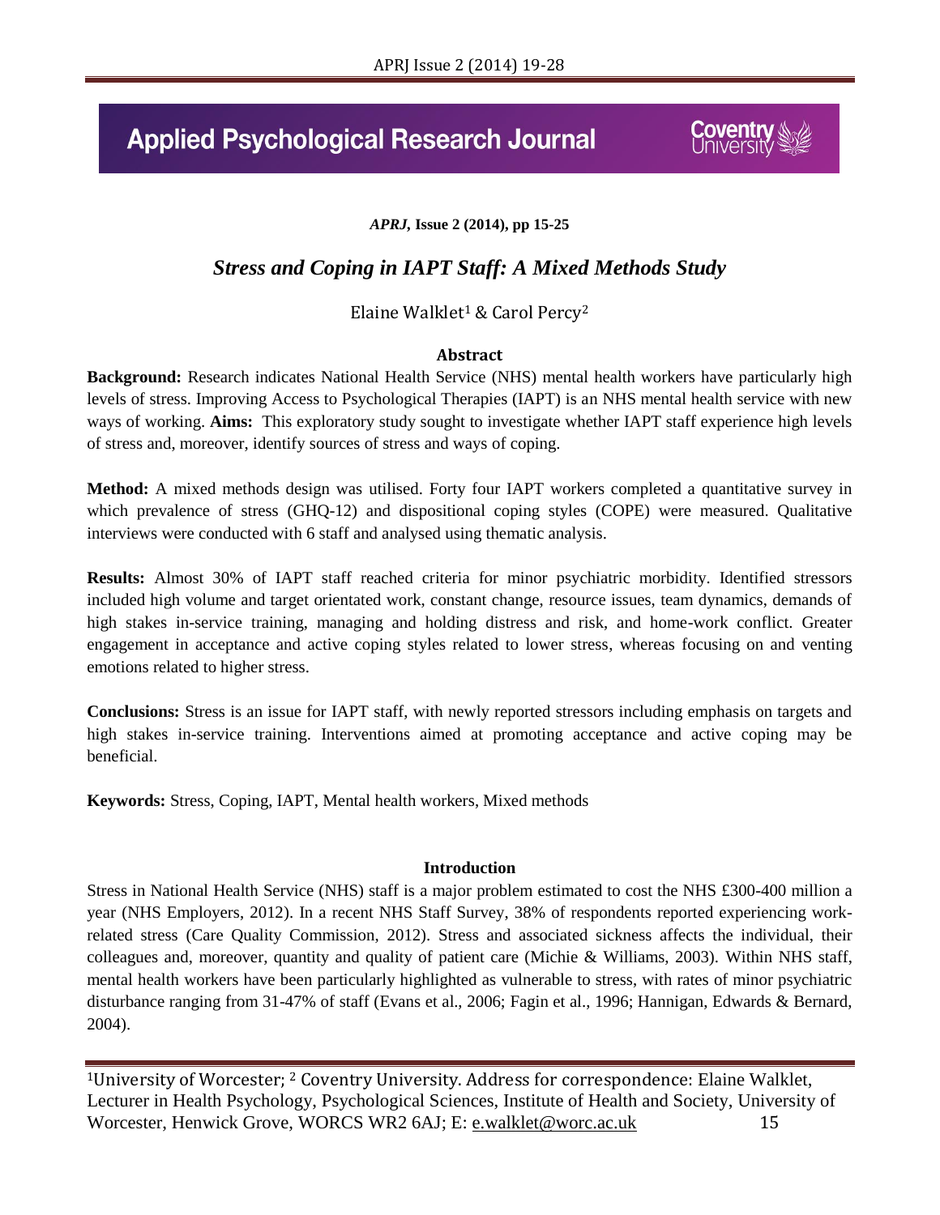# Stress and Coping in IAPT Staff: A Mixed Methods Study

Elaine Walklet[1] & Carol Percy[2]

## Abstract

**Background:** Research indicates National Health Service (NHS) mental health workers have particularly high levels of stress. Improving Access to Psychological Therapies (IAPT) is an NHS mental health service with new ways of working. **Aims:** This exploratory study sought to investigate whether IAPT staff experience high levels of stress and, moreover, identify sources of stress and ways of coping.

**Method:** A mixed methods design was utilised. Forty four IAPT workers completed a quantitative survey in which prevalence of stress (GHQ-12) and dispositional coping styles (COPE) were measured. Qualitative interviews were conducted with 6 staff and analysed using thematic analysis.

**Results:** Almost 30% of IAPT staff reached criteria for minor psychiatric morbidity. Identified stressors included high volume and target orientated work, constant change, resource issues, team dynamics, demands of high stakes in-service training, managing and holding distress and risk, and home-work conflict. Greater engagement in acceptance and active coping styles related to lower stress, whereas focusing on and venting emotions related to higher stress.

**Conclusions:** Stress is an issue for IAPT staff, with newly reported stressors including emphasis on targets and high stakes in-service training. Interventions aimed at promoting acceptance and active coping may be beneficial.

**Keywords:** Stress, Coping, IAPT, Mental health workers, Mixed methods

## Introduction

Stress in National Health Service (NHS) staff is a major problem estimated to cost the NHS £300-400 million a year (NHS Employers, 2012). In a recent NHS Staff Survey, 38% of respondents reported experiencing work-related stress (Care Quality Commission, 2012). Stress and associated sickness affects the individual, their colleagues and, moreover, quantity and quality of patient care (Michie & Williams, 2003). Within NHS staff, mental health workers have been particularly highlighted as vulnerable to stress, with rates of minor psychiatric disturbance ranging from 31-47% of staff (Evans et al., 2006; Fagin et al., 1996; Hannigan, Edwards & Bernard, 2004).

[1]University of Worcester; [2] Coventry University. Address for correspondence: Elaine Walklet, Lecturer in Health Psychology, Psychological Sciences, Institute of Health and Society, University of Worcester, Henwick Grove, WORCS WR2 6AJ; E: e.walklet@worc.ac.uk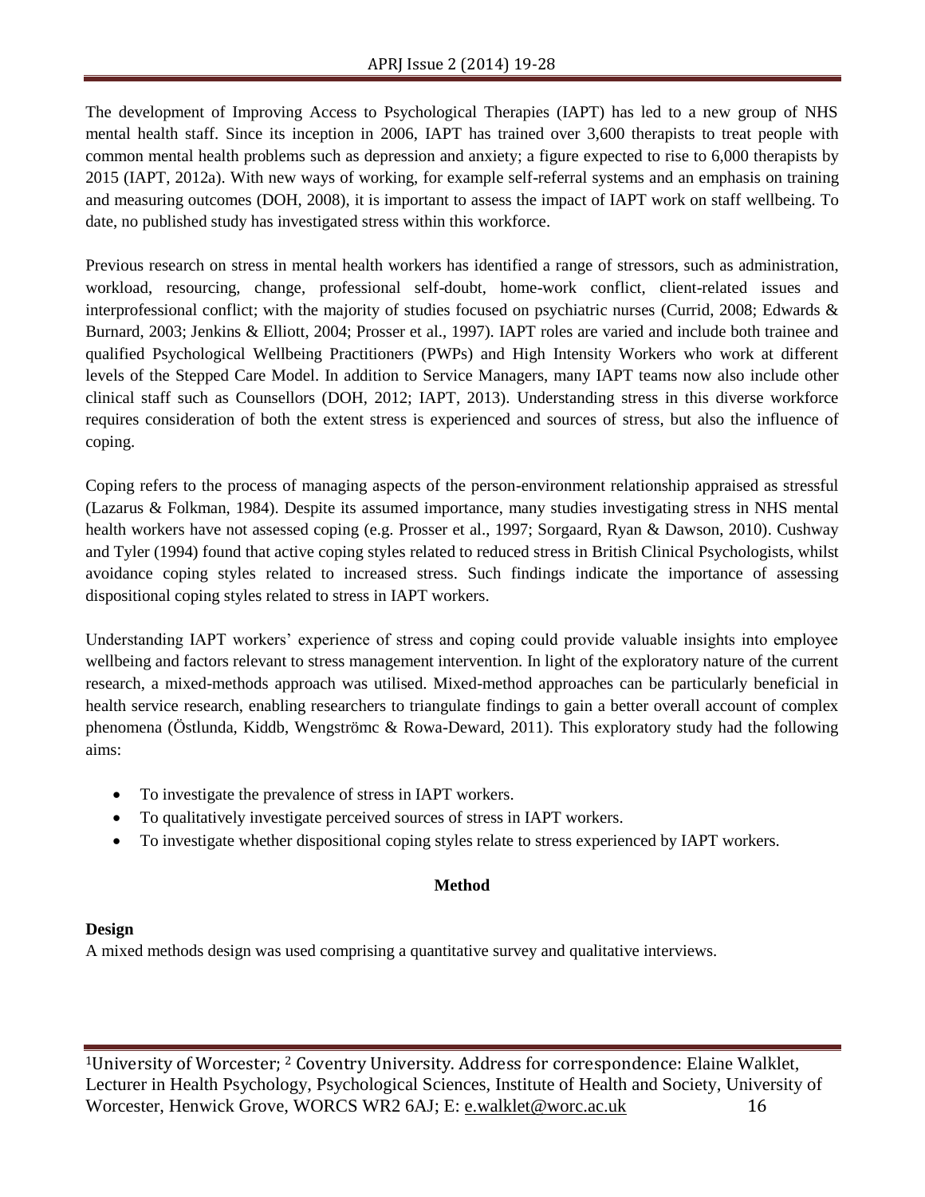The development of Improving Access to Psychological Therapies (IAPT) has led to a new group of NHS mental health staff. Since its inception in 2006, IAPT has trained over 3,600 therapists to treat people with common mental health problems such as depression and anxiety; a figure expected to rise to 6,000 therapists by 2015 (IAPT, 2012a). With new ways of working, for example self-referral systems and an emphasis on training and measuring outcomes (DOH, 2008), it is important to assess the impact of IAPT work on staff wellbeing. To date, no published study has investigated stress within this workforce.

Previous research on stress in mental health workers has identified a range of stressors, such as administration, workload, resourcing, change, professional self-doubt, home-work conflict, client-related issues and interprofessional conflict; with the majority of studies focused on psychiatric nurses (Currid, 2008; Edwards & Burnard, 2003; Jenkins & Elliott, 2004; Prosser et al., 1997). IAPT roles are varied and include both trainee and qualified Psychological Wellbeing Practitioners (PWPs) and High Intensity Workers who work at different levels of the Stepped Care Model. In addition to Service Managers, many IAPT teams now also include other clinical staff such as Counsellors (DOH, 2012; IAPT, 2013). Understanding stress in this diverse workforce requires consideration of both the extent stress is experienced and sources of stress, but also the influence of coping.

Coping refers to the process of managing aspects of the person-environment relationship appraised as stressful (Lazarus & Folkman, 1984). Despite its assumed importance, many studies investigating stress in NHS mental health workers have not assessed coping (e.g. Prosser et al., 1997; Sorgaard, Ryan & Dawson, 2010). Cushway and Tyler (1994) found that active coping styles related to reduced stress in British Clinical Psychologists, whilst avoidance coping styles related to increased stress. Such findings indicate the importance of assessing dispositional coping styles related to stress in IAPT workers.

Understanding IAPT workers' experience of stress and coping could provide valuable insights into employee wellbeing and factors relevant to stress management intervention. In light of the exploratory nature of the current research, a mixed-methods approach was utilised. Mixed-method approaches can be particularly beneficial in health service research, enabling researchers to triangulate findings to gain a better overall account of complex phenomena (Östlunda, Kiddb, Wengströmc & Rowa-Deward, 2011). This exploratory study had the following aims:

- To investigate the prevalence of stress in IAPT workers.
- To qualitatively investigate perceived sources of stress in IAPT workers.
- To investigate whether dispositional coping styles relate to stress experienced by IAPT workers.

## Method

**Design**

A mixed methods design was used comprising a quantitative survey and qualitative interviews.

[1]University of Worcester; [2] Coventry University. Address for correspondence: Elaine Walklet, Lecturer in Health Psychology, Psychological Sciences, Institute of Health and Society, University of Worcester, Henwick Grove, WORCS WR2 6AJ; E: e.walklet@worc.ac.uk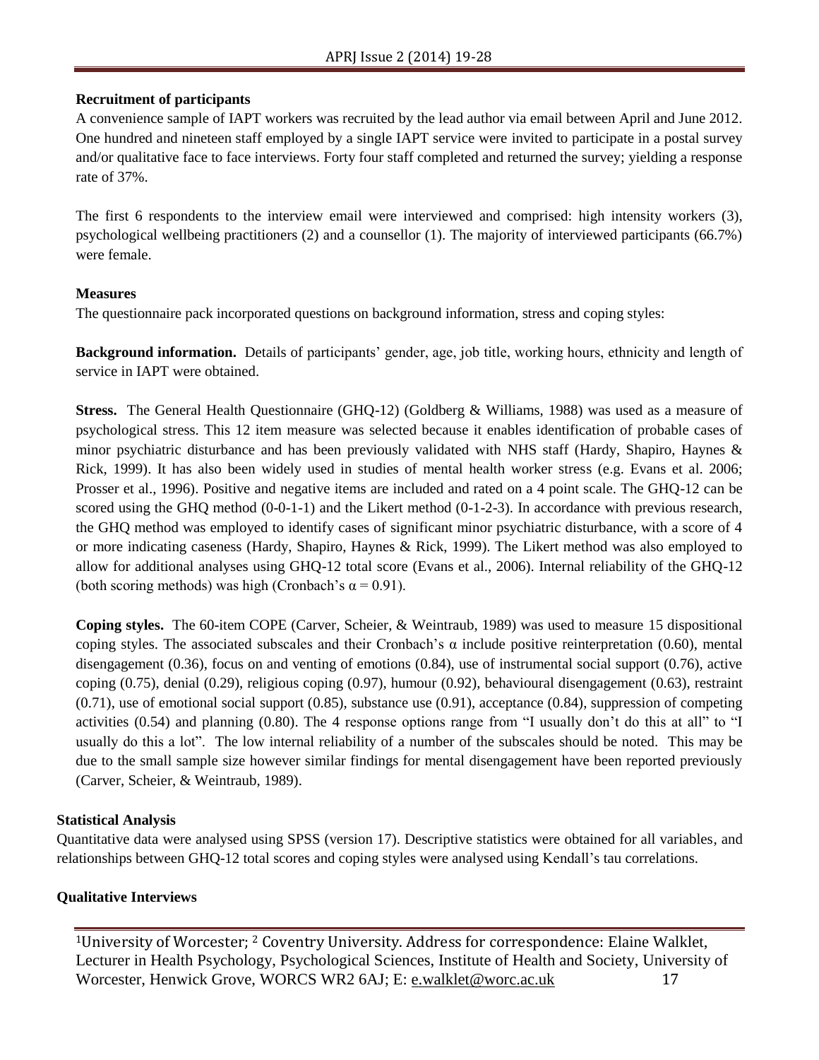### Recruitment of participants

A convenience sample of IAPT workers was recruited by the lead author via email between April and June 2012. One hundred and nineteen staff employed by a single IAPT service were invited to participate in a postal survey and/or qualitative face to face interviews. Forty four staff completed and returned the survey; yielding a response rate of 37%.

The first 6 respondents to the interview email were interviewed and comprised: high intensity workers (3), psychological wellbeing practitioners (2) and a counsellor (1). The majority of interviewed participants (66.7%) were female.

### Measures

The questionnaire pack incorporated questions on background information, stress and coping styles:

**Background information.** Details of participants' gender, age, job title, working hours, ethnicity and length of service in IAPT were obtained.

**Stress.** The General Health Questionnaire (GHQ-12) (Goldberg & Williams, 1988) was used as a measure of psychological stress. This 12 item measure was selected because it enables identification of probable cases of minor psychiatric disturbance and has been previously validated with NHS staff (Hardy, Shapiro, Haynes & Rick, 1999). It has also been widely used in studies of mental health worker stress (e.g. Evans et al. 2006; Prosser et al., 1996). Positive and negative items are included and rated on a 4 point scale. The GHQ-12 can be scored using the GHQ method (0-0-1-1) and the Likert method (0-1-2-3). In accordance with previous research, the GHQ method was employed to identify cases of significant minor psychiatric disturbance, with a score of 4 or more indicating caseness (Hardy, Shapiro, Haynes & Rick, 1999). The Likert method was also employed to allow for additional analyses using GHQ-12 total score (Evans et al., 2006). Internal reliability of the GHQ-12 (both scoring methods) was high (Cronbach's $\alpha = 0.91$).

**Coping styles.** The 60-item COPE (Carver, Scheier, & Weintraub, 1989) was used to measure 15 dispositional coping styles. The associated subscales and their Cronbach's $\alpha$ include positive reinterpretation (0.60), mental disengagement (0.36), focus on and venting of emotions (0.84), use of instrumental social support (0.76), active coping (0.75), denial (0.29), religious coping (0.97), humour (0.92), behavioural disengagement (0.63), restraint (0.71), use of emotional social support (0.85), substance use (0.91), acceptance (0.84), suppression of competing activities (0.54) and planning (0.80). The 4 response options range from "I usually don't do this at all" to "I usually do this a lot". The low internal reliability of a number of the subscales should be noted. This may be due to the small sample size however similar findings for mental disengagement have been reported previously (Carver, Scheier, & Weintraub, 1989).

### Statistical Analysis

Quantitative data were analysed using SPSS (version 17). Descriptive statistics were obtained for all variables, and relationships between GHQ-12 total scores and coping styles were analysed using Kendall's tau correlations.

### Qualitative Interviews

[1]University of Worcester; [2] Coventry University. Address for correspondence: Elaine Walklet, Lecturer in Health Psychology, Psychological Sciences, Institute of Health and Society, University of Worcester, Henwick Grove, WORCS WR2 6AJ; E: e.walklet@worc.ac.uk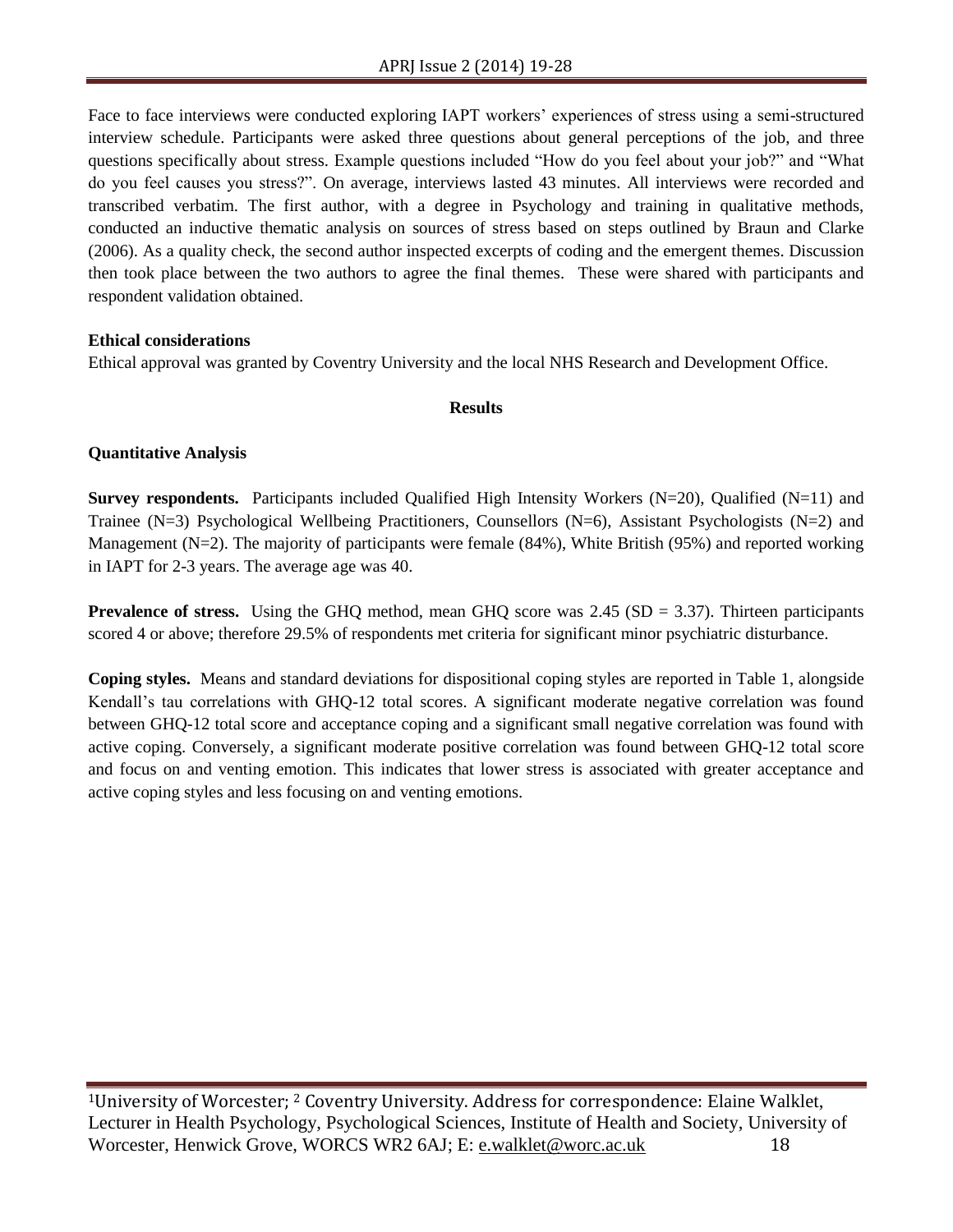Face to face interviews were conducted exploring IAPT workers' experiences of stress using a semi-structured interview schedule. Participants were asked three questions about general perceptions of the job, and three questions specifically about stress. Example questions included "How do you feel about your job?" and "What do you feel causes you stress?". On average, interviews lasted 43 minutes. All interviews were recorded and transcribed verbatim. The first author, with a degree in Psychology and training in qualitative methods, conducted an inductive thematic analysis on sources of stress based on steps outlined by Braun and Clarke (2006). As a quality check, the second author inspected excerpts of coding and the emergent themes. Discussion then took place between the two authors to agree the final themes. These were shared with participants and respondent validation obtained.

**Ethical considerations**

Ethical approval was granted by Coventry University and the local NHS Research and Development Office.

## Results

### Quantitative Analysis

**Survey respondents.** Participants included Qualified High Intensity Workers (N=20), Qualified (N=11) and Trainee (N=3) Psychological Wellbeing Practitioners, Counsellors (N=6), Assistant Psychologists (N=2) and Management (N=2). The majority of participants were female (84%), White British (95%) and reported working in IAPT for 2-3 years. The average age was 40.

**Prevalence of stress.** Using the GHQ method, mean GHQ score was 2.45 (SD = 3.37). Thirteen participants scored 4 or above; therefore 29.5% of respondents met criteria for significant minor psychiatric disturbance.

**Coping styles.** Means and standard deviations for dispositional coping styles are reported in Table 1, alongside Kendall's tau correlations with GHQ-12 total scores. A significant moderate negative correlation was found between GHQ-12 total score and acceptance coping and a significant small negative correlation was found with active coping. Conversely, a significant moderate positive correlation was found between GHQ-12 total score and focus on and venting emotion. This indicates that lower stress is associated with greater acceptance and active coping styles and less focusing on and venting emotions.

[1]University of Worcester; [2] Coventry University. Address for correspondence: Elaine Walklet, Lecturer in Health Psychology, Psychological Sciences, Institute of Health and Society, University of Worcester, Henwick Grove, WORCS WR2 6AJ; E: e.walklet@worc.ac.uk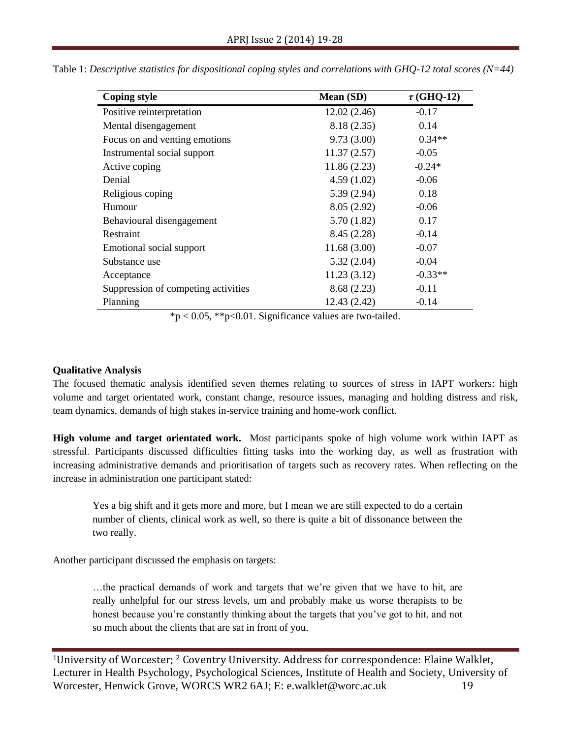Table 1: *Descriptive statistics for dispositional coping styles and correlations with GHQ-12 total scores (N=44)*

| Coping style | Mean (SD) | $\tau$ (GHQ-12) |
|---|---|---|
| Positive reinterpretation | 12.02 (2.46) | -0.17 |
| Mental disengagement | 8.18 (2.35) | 0.14 |
| Focus on and venting emotions | 9.73 (3.00) | 0.34** |
| Instrumental social support | 11.37 (2.57) | -0.05 |
| Active coping | 11.86 (2.23) | -0.24* |
| Denial | 4.59 (1.02) | -0.06 |
| Religious coping | 5.39 (2.94) | 0.18 |
| Humour | 8.05 (2.92) | -0.06 |
| Behavioural disengagement | 5.70 (1.82) | 0.17 |
| Restraint | 8.45 (2.28) | -0.14 |
| Emotional social support | 11.68 (3.00) | -0.07 |
| Substance use | 5.32 (2.04) | -0.04 |
| Acceptance | 11.23 (3.12) | -0.33** |
| Suppression of competing activities | 8.68 (2.23) | -0.11 |
| Planning | 12.43 (2.42) | -0.14 |

*$p < 0.05$, **$p<0.01$. Significance values are two-tailed.

**Qualitative Analysis**

The focused thematic analysis identified seven themes relating to sources of stress in IAPT workers: high volume and target orientated work, constant change, resource issues, managing and holding distress and risk, team dynamics, demands of high stakes in-service training and home-work conflict.

**High volume and target orientated work.** Most participants spoke of high volume work within IAPT as stressful. Participants discussed difficulties fitting tasks into the working day, as well as frustration with increasing administrative demands and prioritisation of targets such as recovery rates. When reflecting on the increase in administration one participant stated:

> Yes a big shift and it gets more and more, but I mean we are still expected to do a certain number of clients, clinical work as well, so there is quite a bit of dissonance between the two really.

Another participant discussed the emphasis on targets:

> …the practical demands of work and targets that we're given that we have to hit, are really unhelpful for our stress levels, um and probably make us worse therapists to be honest because you're constantly thinking about the targets that you've got to hit, and not so much about the clients that are sat in front of you.

[1]University of Worcester; [2] Coventry University. Address for correspondence: Elaine Walklet, Lecturer in Health Psychology, Psychological Sciences, Institute of Health and Society, University of Worcester, Henwick Grove, WORCS WR2 6AJ; E: e.walklet@worc.ac.uk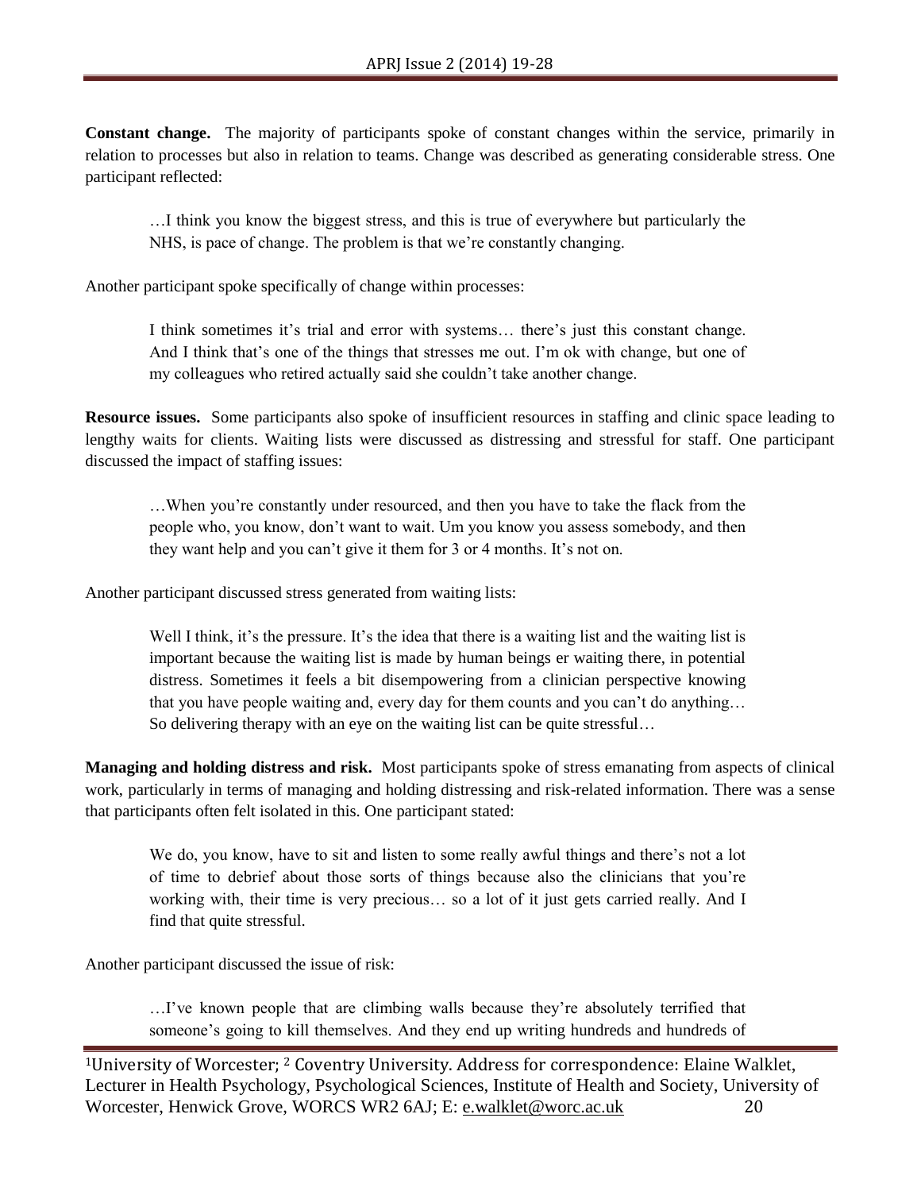**Constant change.** The majority of participants spoke of constant changes within the service, primarily in relation to processes but also in relation to teams. Change was described as generating considerable stress. One participant reflected:

> …I think you know the biggest stress, and this is true of everywhere but particularly the NHS, is pace of change. The problem is that we're constantly changing.

Another participant spoke specifically of change within processes:

> I think sometimes it's trial and error with systems… there's just this constant change. And I think that's one of the things that stresses me out. I'm ok with change, but one of my colleagues who retired actually said she couldn't take another change.

**Resource issues.** Some participants also spoke of insufficient resources in staffing and clinic space leading to lengthy waits for clients. Waiting lists were discussed as distressing and stressful for staff. One participant discussed the impact of staffing issues:

> …When you're constantly under resourced, and then you have to take the flack from the people who, you know, don't want to wait. Um you know you assess somebody, and then they want help and you can't give it them for 3 or 4 months. It's not on.

Another participant discussed stress generated from waiting lists:

> Well I think, it's the pressure. It's the idea that there is a waiting list and the waiting list is important because the waiting list is made by human beings er waiting there, in potential distress. Sometimes it feels a bit disempowering from a clinician perspective knowing that you have people waiting and, every day for them counts and you can't do anything… So delivering therapy with an eye on the waiting list can be quite stressful…

**Managing and holding distress and risk.** Most participants spoke of stress emanating from aspects of clinical work, particularly in terms of managing and holding distressing and risk-related information. There was a sense that participants often felt isolated in this. One participant stated:

> We do, you know, have to sit and listen to some really awful things and there's not a lot of time to debrief about those sorts of things because also the clinicians that you're working with, their time is very precious… so a lot of it just gets carried really. And I find that quite stressful.

Another participant discussed the issue of risk:

> …I've known people that are climbing walls because they're absolutely terrified that someone's going to kill themselves. And they end up writing hundreds and hundreds of

[1]University of Worcester; [2] Coventry University. Address for correspondence: Elaine Walklet, Lecturer in Health Psychology, Psychological Sciences, Institute of Health and Society, University of Worcester, Henwick Grove, WORCS WR2 6AJ; E: e.walklet@worc.ac.uk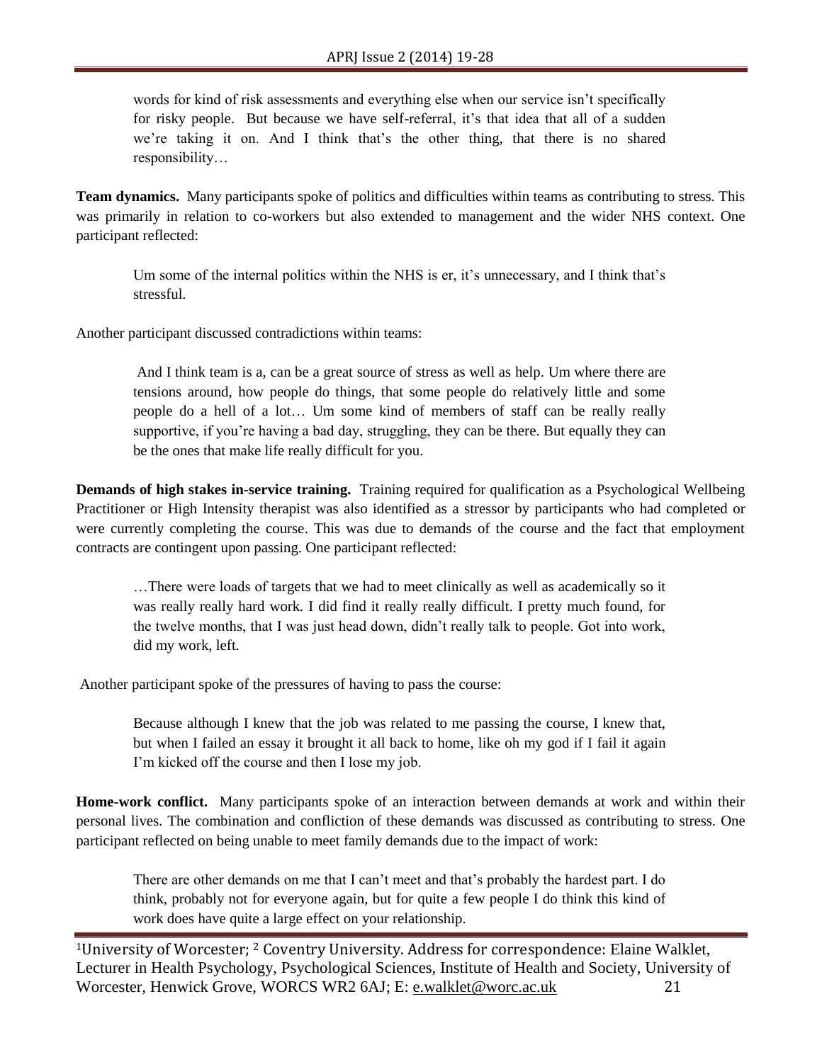> words for kind of risk assessments and everything else when our service isn't specifically for risky people. But because we have self-referral, it's that idea that all of a sudden we're taking it on. And I think that's the other thing, that there is no shared responsibility…

**Team dynamics.** Many participants spoke of politics and difficulties within teams as contributing to stress. This was primarily in relation to co-workers but also extended to management and the wider NHS context. One participant reflected:

> Um some of the internal politics within the NHS is er, it's unnecessary, and I think that's stressful.

Another participant discussed contradictions within teams:

> And I think team is a, can be a great source of stress as well as help. Um where there are tensions around, how people do things, that some people do relatively little and some people do a hell of a lot… Um some kind of members of staff can be really really supportive, if you're having a bad day, struggling, they can be there. But equally they can be the ones that make life really difficult for you.

**Demands of high stakes in-service training.** Training required for qualification as a Psychological Wellbeing Practitioner or High Intensity therapist was also identified as a stressor by participants who had completed or were currently completing the course. This was due to demands of the course and the fact that employment contracts are contingent upon passing. One participant reflected:

> …There were loads of targets that we had to meet clinically as well as academically so it was really really hard work. I did find it really really difficult. I pretty much found, for the twelve months, that I was just head down, didn't really talk to people. Got into work, did my work, left.

Another participant spoke of the pressures of having to pass the course:

> Because although I knew that the job was related to me passing the course, I knew that, but when I failed an essay it brought it all back to home, like oh my god if I fail it again I'm kicked off the course and then I lose my job.

**Home-work conflict.** Many participants spoke of an interaction between demands at work and within their personal lives. The combination and confliction of these demands was discussed as contributing to stress. One participant reflected on being unable to meet family demands due to the impact of work:

> There are other demands on me that I can't meet and that's probably the hardest part. I do think, probably not for everyone again, but for quite a few people I do think this kind of work does have quite a large effect on your relationship.

[1]University of Worcester; [2] Coventry University. Address for correspondence: Elaine Walklet, Lecturer in Health Psychology, Psychological Sciences, Institute of Health and Society, University of Worcester, Henwick Grove, WORCS WR2 6AJ; E: e.walklet@worc.ac.uk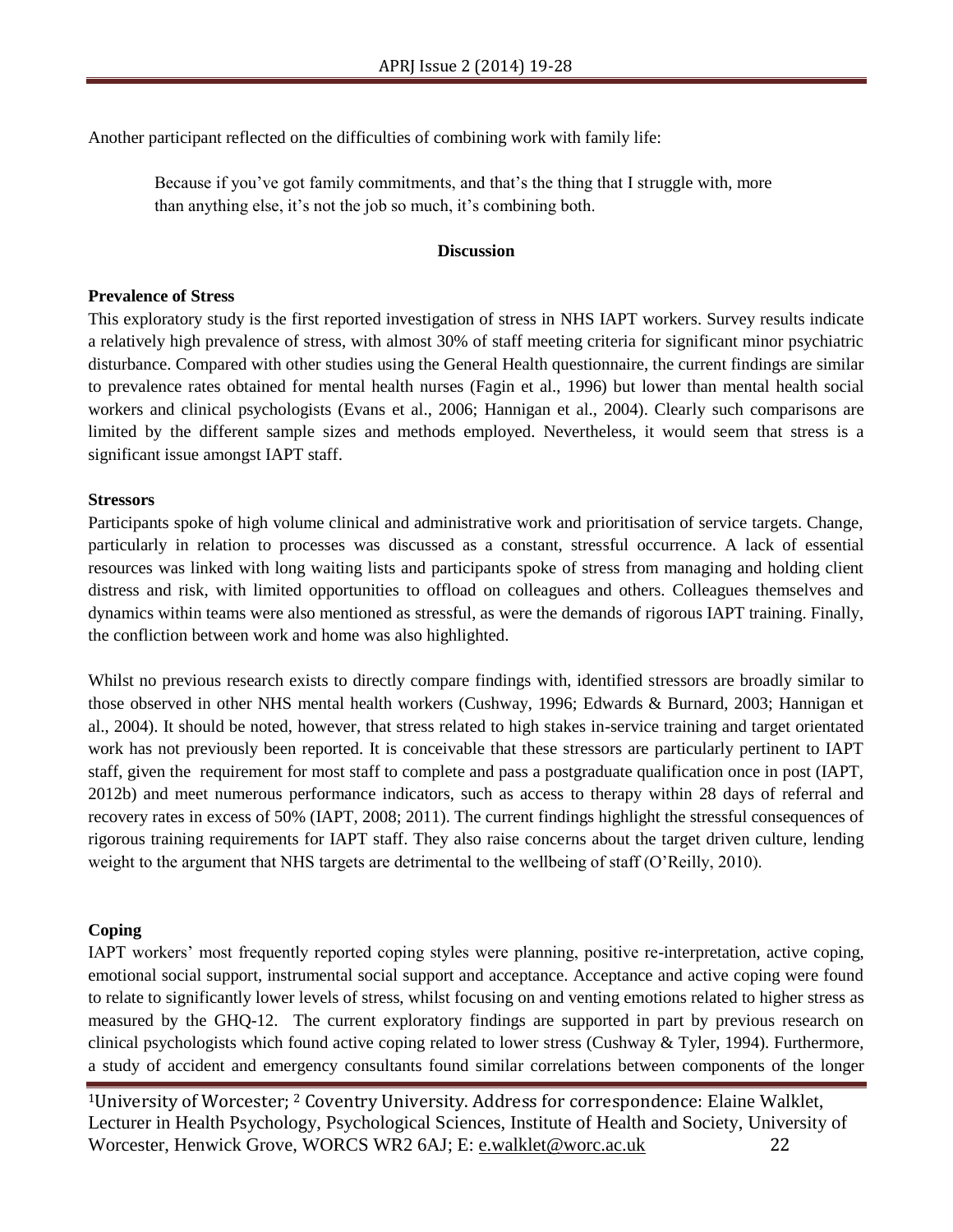Another participant reflected on the difficulties of combining work with family life:

> Because if you've got family commitments, and that's the thing that I struggle with, more than anything else, it's not the job so much, it's combining both.

## Discussion

### Prevalence of Stress

This exploratory study is the first reported investigation of stress in NHS IAPT workers. Survey results indicate a relatively high prevalence of stress, with almost 30% of staff meeting criteria for significant minor psychiatric disturbance. Compared with other studies using the General Health questionnaire, the current findings are similar to prevalence rates obtained for mental health nurses (Fagin et al., 1996) but lower than mental health social workers and clinical psychologists (Evans et al., 2006; Hannigan et al., 2004). Clearly such comparisons are limited by the different sample sizes and methods employed. Nevertheless, it would seem that stress is a significant issue amongst IAPT staff.

### Stressors

Participants spoke of high volume clinical and administrative work and prioritisation of service targets. Change, particularly in relation to processes was discussed as a constant, stressful occurrence. A lack of essential resources was linked with long waiting lists and participants spoke of stress from managing and holding client distress and risk, with limited opportunities to offload on colleagues and others. Colleagues themselves and dynamics within teams were also mentioned as stressful, as were the demands of rigorous IAPT training. Finally, the confliction between work and home was also highlighted.

Whilst no previous research exists to directly compare findings with, identified stressors are broadly similar to those observed in other NHS mental health workers (Cushway, 1996; Edwards & Burnard, 2003; Hannigan et al., 2004). It should be noted, however, that stress related to high stakes in-service training and target orientated work has not previously been reported. It is conceivable that these stressors are particularly pertinent to IAPT staff, given the requirement for most staff to complete and pass a postgraduate qualification once in post (IAPT, 2012b) and meet numerous performance indicators, such as access to therapy within 28 days of referral and recovery rates in excess of 50% (IAPT, 2008; 2011). The current findings highlight the stressful consequences of rigorous training requirements for IAPT staff. They also raise concerns about the target driven culture, lending weight to the argument that NHS targets are detrimental to the wellbeing of staff (O'Reilly, 2010).

### Coping

IAPT workers' most frequently reported coping styles were planning, positive re-interpretation, active coping, emotional social support, instrumental social support and acceptance. Acceptance and active coping were found to relate to significantly lower levels of stress, whilst focusing on and venting emotions related to higher stress as measured by the GHQ-12. The current exploratory findings are supported in part by previous research on clinical psychologists which found active coping related to lower stress (Cushway & Tyler, 1994). Furthermore, a study of accident and emergency consultants found similar correlations between components of the longer

[1]University of Worcester; [2] Coventry University. Address for correspondence: Elaine Walklet, Lecturer in Health Psychology, Psychological Sciences, Institute of Health and Society, University of Worcester, Henwick Grove, WORCS WR2 6AJ; E: e.walklet@worc.ac.uk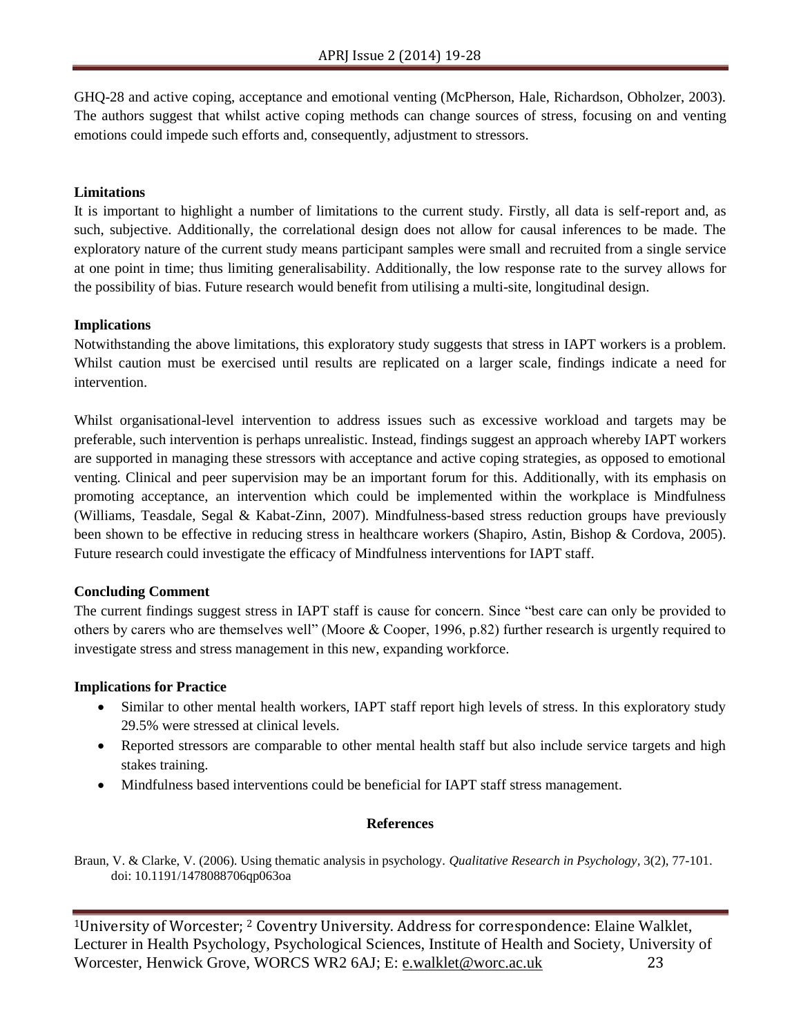GHQ-28 and active coping, acceptance and emotional venting (McPherson, Hale, Richardson, Obholzer, 2003). The authors suggest that whilst active coping methods can change sources of stress, focusing on and venting emotions could impede such efforts and, consequently, adjustment to stressors.

**Limitations**

It is important to highlight a number of limitations to the current study. Firstly, all data is self-report and, as such, subjective. Additionally, the correlational design does not allow for causal inferences to be made. The exploratory nature of the current study means participant samples were small and recruited from a single service at one point in time; thus limiting generalisability. Additionally, the low response rate to the survey allows for the possibility of bias. Future research would benefit from utilising a multi-site, longitudinal design.

**Implications**

Notwithstanding the above limitations, this exploratory study suggests that stress in IAPT workers is a problem. Whilst caution must be exercised until results are replicated on a larger scale, findings indicate a need for intervention.

Whilst organisational-level intervention to address issues such as excessive workload and targets may be preferable, such intervention is perhaps unrealistic. Instead, findings suggest an approach whereby IAPT workers are supported in managing these stressors with acceptance and active coping strategies, as opposed to emotional venting. Clinical and peer supervision may be an important forum for this. Additionally, with its emphasis on promoting acceptance, an intervention which could be implemented within the workplace is Mindfulness (Williams, Teasdale, Segal & Kabat-Zinn, 2007). Mindfulness-based stress reduction groups have previously been shown to be effective in reducing stress in healthcare workers (Shapiro, Astin, Bishop & Cordova, 2005). Future research could investigate the efficacy of Mindfulness interventions for IAPT staff.

**Concluding Comment**

The current findings suggest stress in IAPT staff is cause for concern. Since "best care can only be provided to others by carers who are themselves well" (Moore & Cooper, 1996, p.82) further research is urgently required to investigate stress and stress management in this new, expanding workforce.

**Implications for Practice**

- Similar to other mental health workers, IAPT staff report high levels of stress. In this exploratory study 29.5% were stressed at clinical levels.
- Reported stressors are comparable to other mental health staff but also include service targets and high stakes training.
- Mindfulness based interventions could be beneficial for IAPT staff stress management.

**References**

Braun, V. & Clarke, V. (2006). Using thematic analysis in psychology. *Qualitative Research in Psychology*, 3(2), 77-101. doi: 10.1191/1478088706qp063oa

[1]University of Worcester; [2] Coventry University. Address for correspondence: Elaine Walklet, Lecturer in Health Psychology, Psychological Sciences, Institute of Health and Society, University of Worcester, Henwick Grove, WORCS WR2 6AJ; E: e.walklet@worc.ac.uk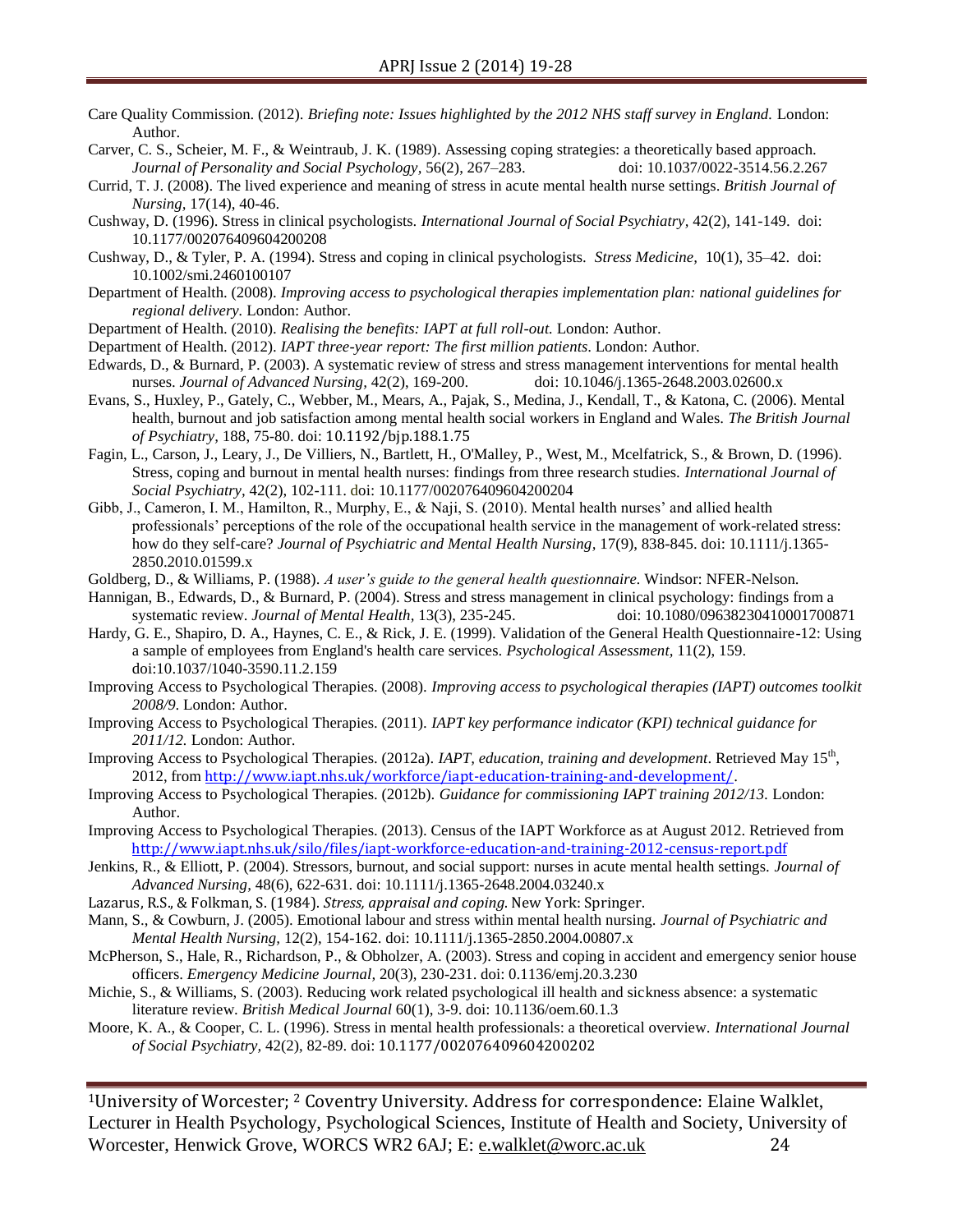Care Quality Commission. (2012). *Briefing note: Issues highlighted by the 2012 NHS staff survey in England.* London: Author.

Carver, C. S., Scheier, M. F., & Weintraub, J. K. (1989). Assessing coping strategies: a theoretically based approach. *Journal of Personality and Social Psychology,* 56(2), 267–283. doi: 10.1037/0022-3514.56.2.267

Currid, T. J. (2008). The lived experience and meaning of stress in acute mental health nurse settings. *British Journal of Nursing,* 17(14), 40-46.

Cushway, D. (1996). Stress in clinical psychologists. *International Journal of Social Psychiatry*, 42(2), 141-149. doi: 10.1177/002076409604200208

Cushway, D., & Tyler, P. A. (1994). Stress and coping in clinical psychologists. *Stress Medicine,* 10(1), 35–42. doi: 10.1002/smi.2460100107

Department of Health. (2008). *Improving access to psychological therapies implementation plan: national guidelines for regional delivery.* London: Author.

Department of Health. (2010). *Realising the benefits: IAPT at full roll-out.* London: Author.

Department of Health. (2012). *IAPT three-year report: The first million patients*. London: Author.

Edwards, D., & Burnard, P. (2003). A systematic review of stress and stress management interventions for mental health nurses. *Journal of Advanced Nursing,* 42(2), 169-200. doi: 10.1046/j.1365-2648.2003.02600.x

Evans, S., Huxley, P., Gately, C., Webber, M., Mears, A., Pajak, S., Medina, J., Kendall, T., & Katona, C. (2006). Mental health, burnout and job satisfaction among mental health social workers in England and Wales. *The British Journal of Psychiatry,* 188, 75-80. doi: 10.1192/bjp.188.1.75

Fagin, L., Carson, J., Leary, J., De Villiers, N., Bartlett, H., O'Malley, P., West, M., Mcelfatrick, S., & Brown, D. (1996). Stress, coping and burnout in mental health nurses: findings from three research studies. *International Journal of Social Psychiatry,* 42(2), 102-111. doi: 10.1177/002076409604200204

Gibb, J., Cameron, I. M., Hamilton, R., Murphy, E., & Naji, S. (2010). Mental health nurses' and allied health professionals' perceptions of the role of the occupational health service in the management of work-related stress: how do they self-care? *Journal of Psychiatric and Mental Health Nursing,* 17(9), 838-845. doi: 10.1111/j.1365-2850.2010.01599.x

Goldberg, D., & Williams, P. (1988). *A user's guide to the general health questionnaire.* Windsor: NFER-Nelson.

Hannigan, B., Edwards, D., & Burnard, P. (2004). Stress and stress management in clinical psychology: findings from a systematic review. *Journal of Mental Health,* 13(3), 235-245. doi: 10.1080/09638230410001700871

Hardy, G. E., Shapiro, D. A., Haynes, C. E., & Rick, J. E. (1999). Validation of the General Health Questionnaire-12: Using a sample of employees from England's health care services. *Psychological Assessment,* 11(2), 159. doi:10.1037/1040-3590.11.2.159

Improving Access to Psychological Therapies. (2008). *Improving access to psychological therapies (IAPT) outcomes toolkit 2008/9.* London: Author.

Improving Access to Psychological Therapies. (2011). *IAPT key performance indicator (KPI) technical guidance for 2011/12.* London: Author.

Improving Access to Psychological Therapies. (2012a). *IAPT, education, training and development*. Retrieved May 15th, 2012, from http://www.iapt.nhs.uk/workforce/iapt-education-training-and-development/.

Improving Access to Psychological Therapies. (2012b). *Guidance for commissioning IAPT training 2012/13.* London: Author.

Improving Access to Psychological Therapies. (2013). Census of the IAPT Workforce as at August 2012. Retrieved from http://www.iapt.nhs.uk/silo/files/iapt-workforce-education-and-training-2012-census-report.pdf

Jenkins, R., & Elliott, P. (2004). Stressors, burnout, and social support: nurses in acute mental health settings. *Journal of Advanced Nursing,* 48(6), 622-631. doi: 10.1111/j.1365-2648.2004.03240.x

Lazarus, R.S., & Folkman, S. (1984). *Stress, appraisal and coping.* New York: Springer.

Mann, S., & Cowburn, J. (2005). Emotional labour and stress within mental health nursing. *Journal of Psychiatric and Mental Health Nursing,* 12(2), 154-162. doi: 10.1111/j.1365-2850.2004.00807.x

McPherson, S., Hale, R., Richardson, P., & Obholzer, A. (2003). Stress and coping in accident and emergency senior house officers. *Emergency Medicine Journal,* 20(3), 230-231. doi: 0.1136/emj.20.3.230

Michie, S., & Williams, S. (2003). Reducing work related psychological ill health and sickness absence: a systematic literature review. *British Medical Journal* 60(1), 3-9. doi: 10.1136/oem.60.1.3

Moore, K. A., & Cooper, C. L. (1996). Stress in mental health professionals: a theoretical overview. *International Journal of Social Psychiatry,* 42(2), 82-89. doi: 10.1177/002076409604200202

[1]University of Worcester; [2] Coventry University. Address for correspondence: Elaine Walklet, Lecturer in Health Psychology, Psychological Sciences, Institute of Health and Society, University of Worcester, Henwick Grove, WORCS WR2 6AJ; E: e.walklet@worc.ac.uk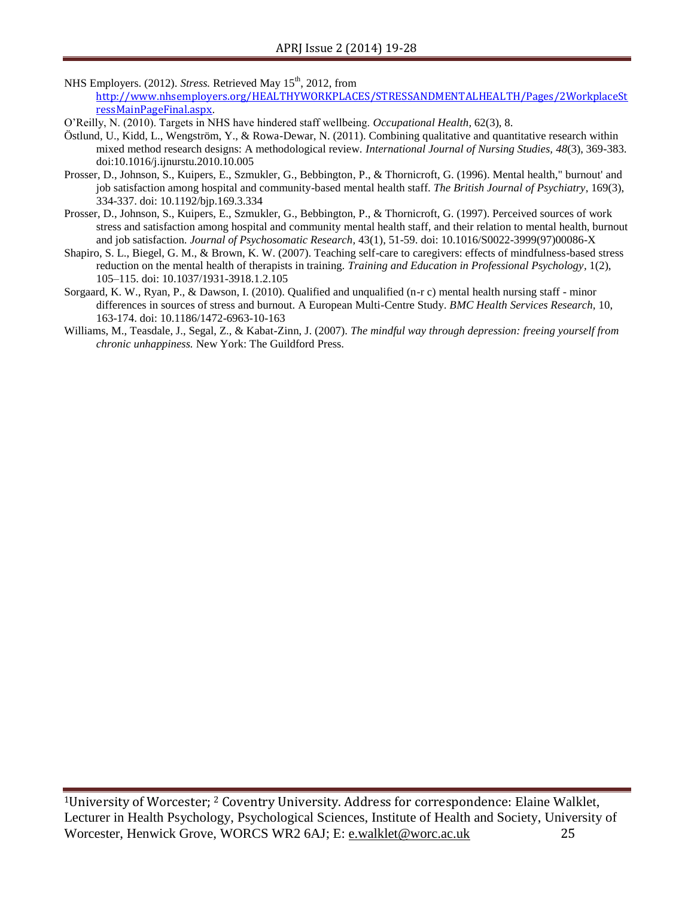NHS Employers. (2012). *Stress.* Retrieved May 15th, 2012, from http://www.nhsemployers.org/HEALTHYWORKPLACES/STRESSANDMENTALHEALTH/Pages/2WorkplaceStressMainPageFinal.aspx.

O'Reilly, N. (2010). Targets in NHS have hindered staff wellbeing. *Occupational Health*, 62(3), 8.

Östlund, U., Kidd, L., Wengström, Y., & Rowa-Dewar, N. (2011). Combining qualitative and quantitative research within mixed method research designs: A methodological review. *International Journal of Nursing Studies*, *48*(3), 369-383. doi:10.1016/j.ijnurstu.2010.10.005

Prosser, D., Johnson, S., Kuipers, E., Szmukler, G., Bebbington, P., & Thornicroft, G. (1996). Mental health," burnout' and job satisfaction among hospital and community-based mental health staff. *The British Journal of Psychiatry*, 169(3), 334-337. doi: 10.1192/bjp.169.3.334

Prosser, D., Johnson, S., Kuipers, E., Szmukler, G., Bebbington, P., & Thornicroft, G. (1997). Perceived sources of work stress and satisfaction among hospital and community mental health staff, and their relation to mental health, burnout and job satisfaction. *Journal of Psychosomatic Research*, 43(1), 51-59. doi: 10.1016/S0022-3999(97)00086-X

Shapiro, S. L., Biegel, G. M., & Brown, K. W. (2007). Teaching self-care to caregivers: effects of mindfulness-based stress reduction on the mental health of therapists in training. *Training and Education in Professional Psychology*, 1(2), 105–115. doi: 10.1037/1931-3918.1.2.105

Sorgaard, K. W., Ryan, P., & Dawson, I. (2010). Qualified and unqualified (n-r c) mental health nursing staff - minor differences in sources of stress and burnout. A European Multi-Centre Study. *BMC Health Services Research*, 10, 163-174. doi: 10.1186/1472-6963-10-163

Williams, M., Teasdale, J., Segal, Z., & Kabat-Zinn, J. (2007). *The mindful way through depression: freeing yourself from chronic unhappiness.* New York: The Guildford Press.

[1]University of Worcester; [2] Coventry University. Address for correspondence: Elaine Walklet, Lecturer in Health Psychology, Psychological Sciences, Institute of Health and Society, University of Worcester, Henwick Grove, WORCS WR2 6AJ; E: e.walklet@worc.ac.uk